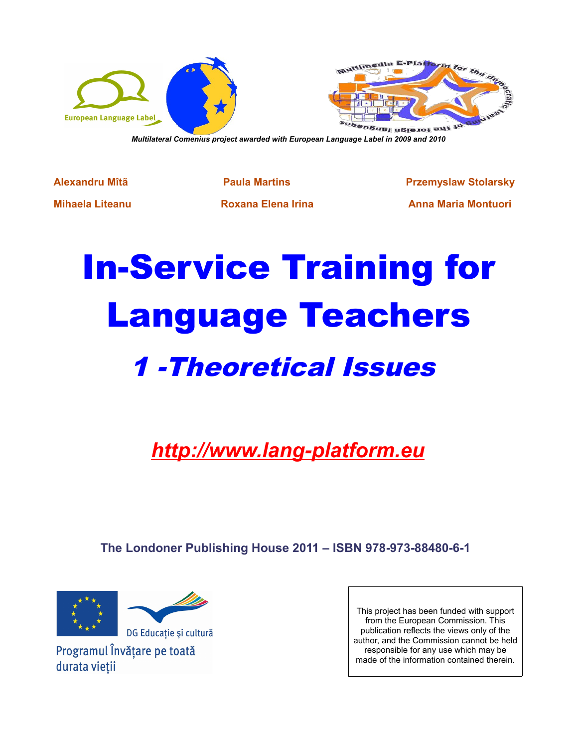*Multilateral Comenius project awarded with European Language Label in 2009 and 2010*

**Alexandru Mîtă** | **Paula Martins** | **Przemyslaw Stolarsky**

**Mihaela Liteanu** | **Roxana Elena Irina** | **Anna Maria Montuori**

# In-Service Training for Language Teachers

## *1 -Theoretical Issues*

***http://www.lang-platform.eu***

**The Londoner Publishing House 2011 – ISBN 978-973-88480-6-1**

DG Educație și cultură

Programul Învățare pe toată durata vieții

This project has been funded with support from the European Commission. This publication reflects the views only of the author, and the Commission cannot be held responsible for any use which may be made of the information contained therein.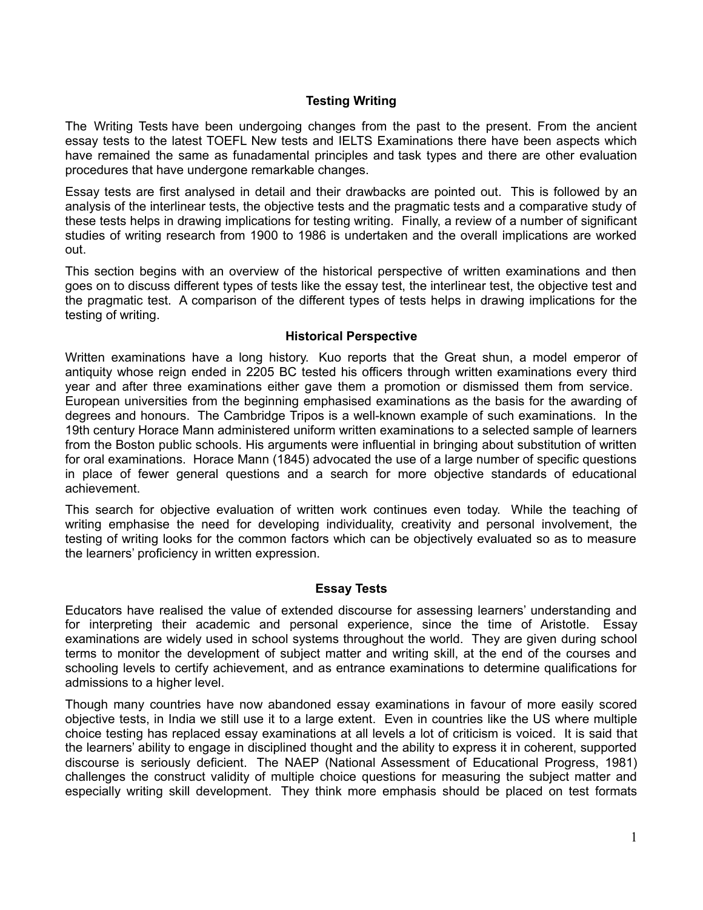## Testing Writing

The Writing Tests have been undergoing changes from the past to the present. From the ancient essay tests to the latest TOEFL New tests and IELTS Examinations there have been aspects which have remained the same as funadamental principles and task types and there are other evaluation procedures that have undergone remarkable changes.

Essay tests are first analysed in detail and their drawbacks are pointed out. This is followed by an analysis of the interlinear tests, the objective tests and the pragmatic tests and a comparative study of these tests helps in drawing implications for testing writing. Finally, a review of a number of significant studies of writing research from 1900 to 1986 is undertaken and the overall implications are worked out.

This section begins with an overview of the historical perspective of written examinations and then goes on to discuss different types of tests like the essay test, the interlinear test, the objective test and the pragmatic test. A comparison of the different types of tests helps in drawing implications for the testing of writing.

### Historical Perspective

Written examinations have a long history. Kuo reports that the Great shun, a model emperor of antiquity whose reign ended in 2205 BC tested his officers through written examinations every third year and after three examinations either gave them a promotion or dismissed them from service. European universities from the beginning emphasised examinations as the basis for the awarding of degrees and honours. The Cambridge Tripos is a well-known example of such examinations. In the 19th century Horace Mann administered uniform written examinations to a selected sample of learners from the Boston public schools. His arguments were influential in bringing about substitution of written for oral examinations. Horace Mann (1845) advocated the use of a large number of specific questions in place of fewer general questions and a search for more objective standards of educational achievement.

This search for objective evaluation of written work continues even today. While the teaching of writing emphasise the need for developing individuality, creativity and personal involvement, the testing of writing looks for the common factors which can be objectively evaluated so as to measure the learners' proficiency in written expression.

### Essay Tests

Educators have realised the value of extended discourse for assessing learners' understanding and for interpreting their academic and personal experience, since the time of Aristotle. Essay examinations are widely used in school systems throughout the world. They are given during school terms to monitor the development of subject matter and writing skill, at the end of the courses and schooling levels to certify achievement, and as entrance examinations to determine qualifications for admissions to a higher level.

Though many countries have now abandoned essay examinations in favour of more easily scored objective tests, in India we still use it to a large extent. Even in countries like the US where multiple choice testing has replaced essay examinations at all levels a lot of criticism is voiced. It is said that the learners' ability to engage in disciplined thought and the ability to express it in coherent, supported discourse is seriously deficient. The NAEP (National Assessment of Educational Progress, 1981) challenges the construct validity of multiple choice questions for measuring the subject matter and especially writing skill development. They think more emphasis should be placed on test formats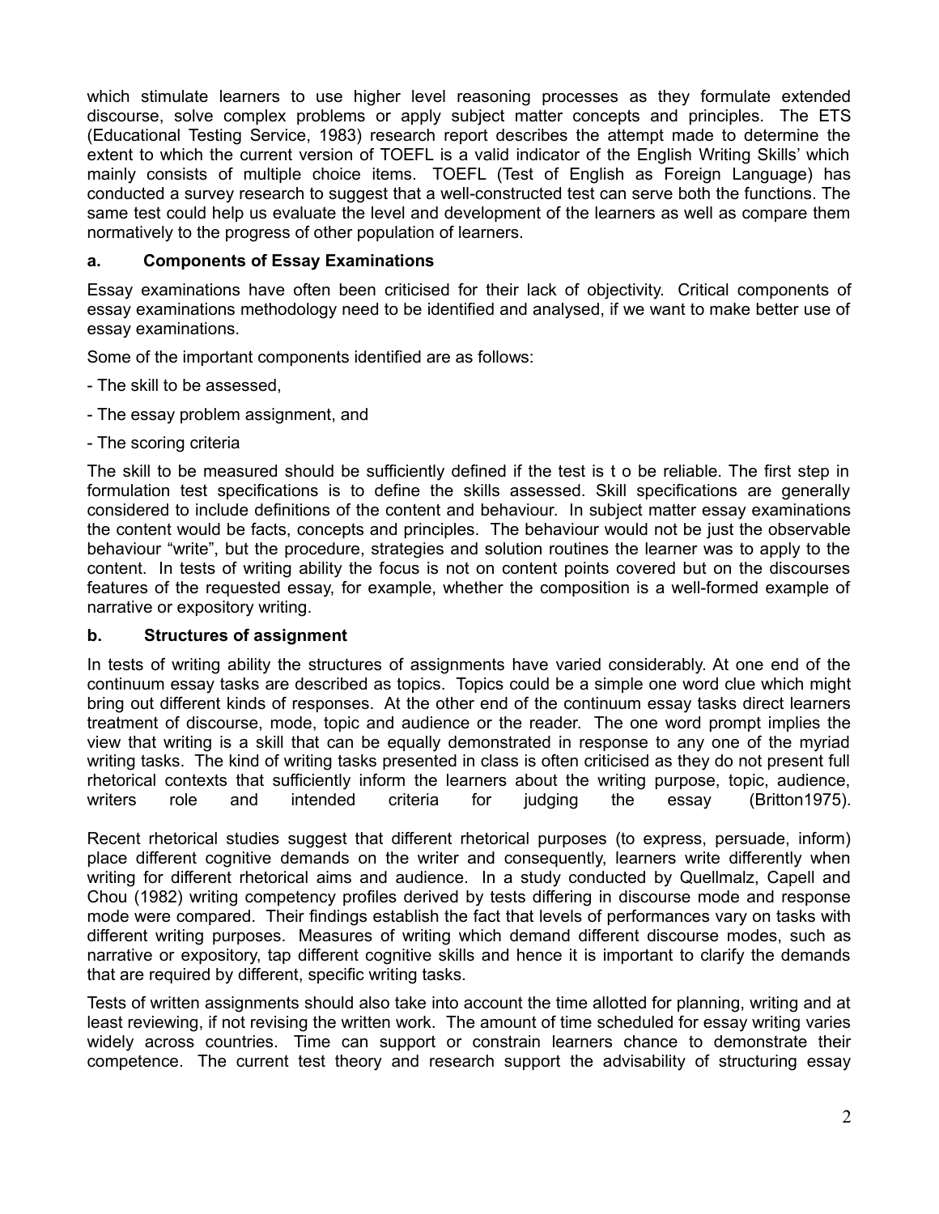which stimulate learners to use higher level reasoning processes as they formulate extended discourse, solve complex problems or apply subject matter concepts and principles. The ETS (Educational Testing Service, 1983) research report describes the attempt made to determine the extent to which the current version of TOEFL is a valid indicator of the English Writing Skills' which mainly consists of multiple choice items. TOEFL (Test of English as Foreign Language) has conducted a survey research to suggest that a well-constructed test can serve both the functions. The same test could help us evaluate the level and development of the learners as well as compare them normatively to the progress of other population of learners.

### a. Components of Essay Examinations

Essay examinations have often been criticised for their lack of objectivity. Critical components of essay examinations methodology need to be identified and analysed, if we want to make better use of essay examinations.

Some of the important components identified are as follows:

- The skill to be assessed,

- The essay problem assignment, and

- The scoring criteria

The skill to be measured should be sufficiently defined if the test is t o be reliable. The first step in formulation test specifications is to define the skills assessed. Skill specifications are generally considered to include definitions of the content and behaviour. In subject matter essay examinations the content would be facts, concepts and principles. The behaviour would not be just the observable behaviour "write", but the procedure, strategies and solution routines the learner was to apply to the content. In tests of writing ability the focus is not on content points covered but on the discourses features of the requested essay, for example, whether the composition is a well-formed example of narrative or expository writing.

### b. Structures of assignment

In tests of writing ability the structures of assignments have varied considerably. At one end of the continuum essay tasks are described as topics. Topics could be a simple one word clue which might bring out different kinds of responses. At the other end of the continuum essay tasks direct learners treatment of discourse, mode, topic and audience or the reader. The one word prompt implies the view that writing is a skill that can be equally demonstrated in response to any one of the myriad writing tasks. The kind of writing tasks presented in class is often criticised as they do not present full rhetorical contexts that sufficiently inform the learners about the writing purpose, topic, audience, writers role and intended criteria for judging the essay (Britton1975).

Recent rhetorical studies suggest that different rhetorical purposes (to express, persuade, inform) place different cognitive demands on the writer and consequently, learners write differently when writing for different rhetorical aims and audience. In a study conducted by Quellmalz, Capell and Chou (1982) writing competency profiles derived by tests differing in discourse mode and response mode were compared. Their findings establish the fact that levels of performances vary on tasks with different writing purposes. Measures of writing which demand different discourse modes, such as narrative or expository, tap different cognitive skills and hence it is important to clarify the demands that are required by different, specific writing tasks.

Tests of written assignments should also take into account the time allotted for planning, writing and at least reviewing, if not revising the written work. The amount of time scheduled for essay writing varies widely across countries. Time can support or constrain learners chance to demonstrate their competence. The current test theory and research support the advisability of structuring essay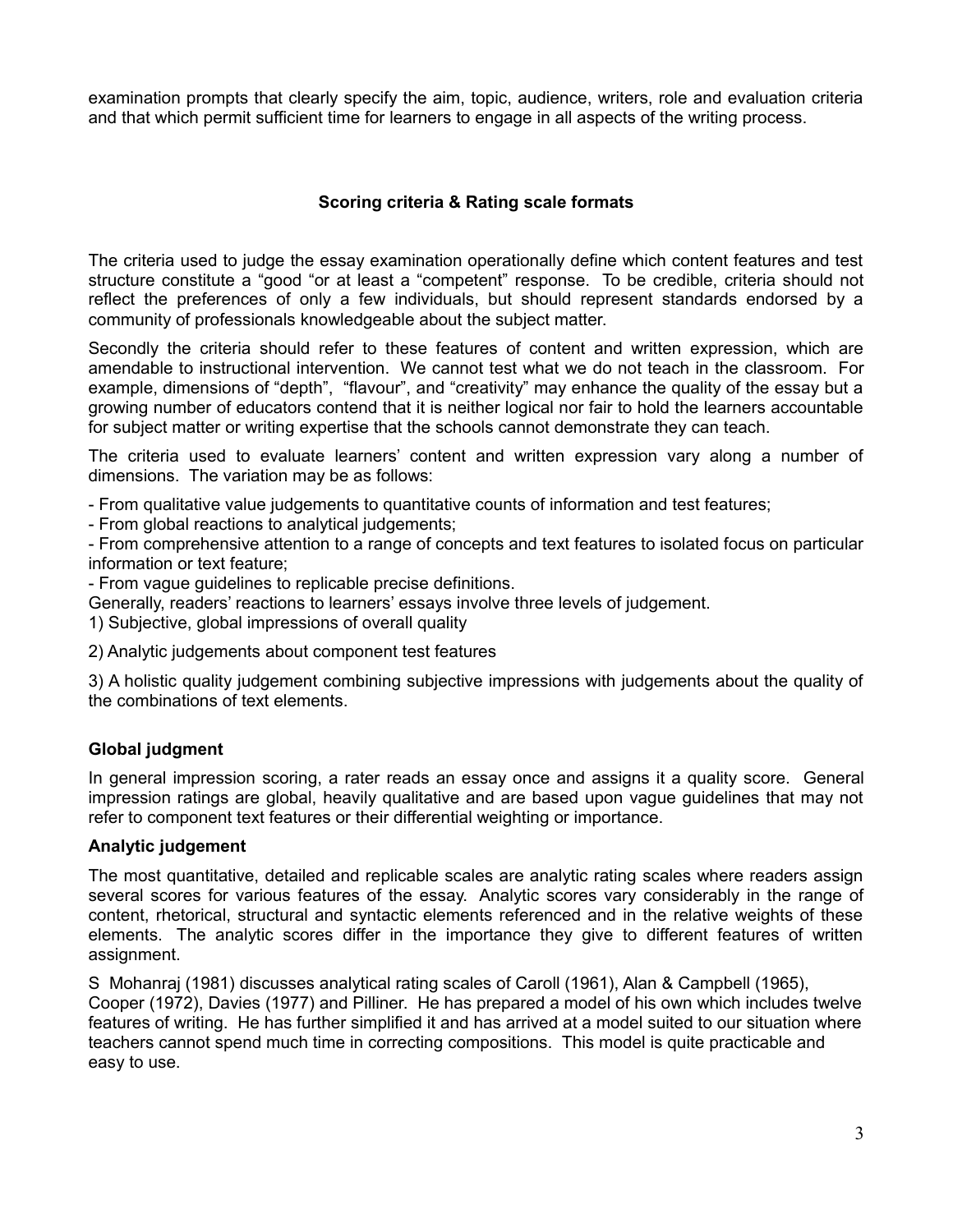examination prompts that clearly specify the aim, topic, audience, writers, role and evaluation criteria and that which permit sufficient time for learners to engage in all aspects of the writing process.

## Scoring criteria & Rating scale formats

The criteria used to judge the essay examination operationally define which content features and test structure constitute a “good “or at least a “competent” response. To be credible, criteria should not reflect the preferences of only a few individuals, but should represent standards endorsed by a community of professionals knowledgeable about the subject matter.

Secondly the criteria should refer to these features of content and written expression, which are amendable to instructional intervention. We cannot test what we do not teach in the classroom. For example, dimensions of “depth”, “flavour”, and “creativity” may enhance the quality of the essay but a growing number of educators contend that it is neither logical nor fair to hold the learners accountable for subject matter or writing expertise that the schools cannot demonstrate they can teach.

The criteria used to evaluate learners’ content and written expression vary along a number of dimensions. The variation may be as follows:

- From qualitative value judgements to quantitative counts of information and test features;
- From global reactions to analytical judgements;
- From comprehensive attention to a range of concepts and text features to isolated focus on particular information or text feature;
- From vague guidelines to replicable precise definitions.

Generally, readers’ reactions to learners’ essays involve three levels of judgement.

1) Subjective, global impressions of overall quality

2) Analytic judgements about component test features

3) A holistic quality judgement combining subjective impressions with judgements about the quality of the combinations of text elements.

### Global judgment

In general impression scoring, a rater reads an essay once and assigns it a quality score. General impression ratings are global, heavily qualitative and are based upon vague guidelines that may not refer to component text features or their differential weighting or importance.

### Analytic judgement

The most quantitative, detailed and replicable scales are analytic rating scales where readers assign several scores for various features of the essay. Analytic scores vary considerably in the range of content, rhetorical, structural and syntactic elements referenced and in the relative weights of these elements. The analytic scores differ in the importance they give to different features of written assignment.

S Mohanraj (1981) discusses analytical rating scales of Caroll (1961), Alan & Campbell (1965), Cooper (1972), Davies (1977) and Pilliner. He has prepared a model of his own which includes twelve features of writing. He has further simplified it and has arrived at a model suited to our situation where teachers cannot spend much time in correcting compositions. This model is quite practicable and easy to use.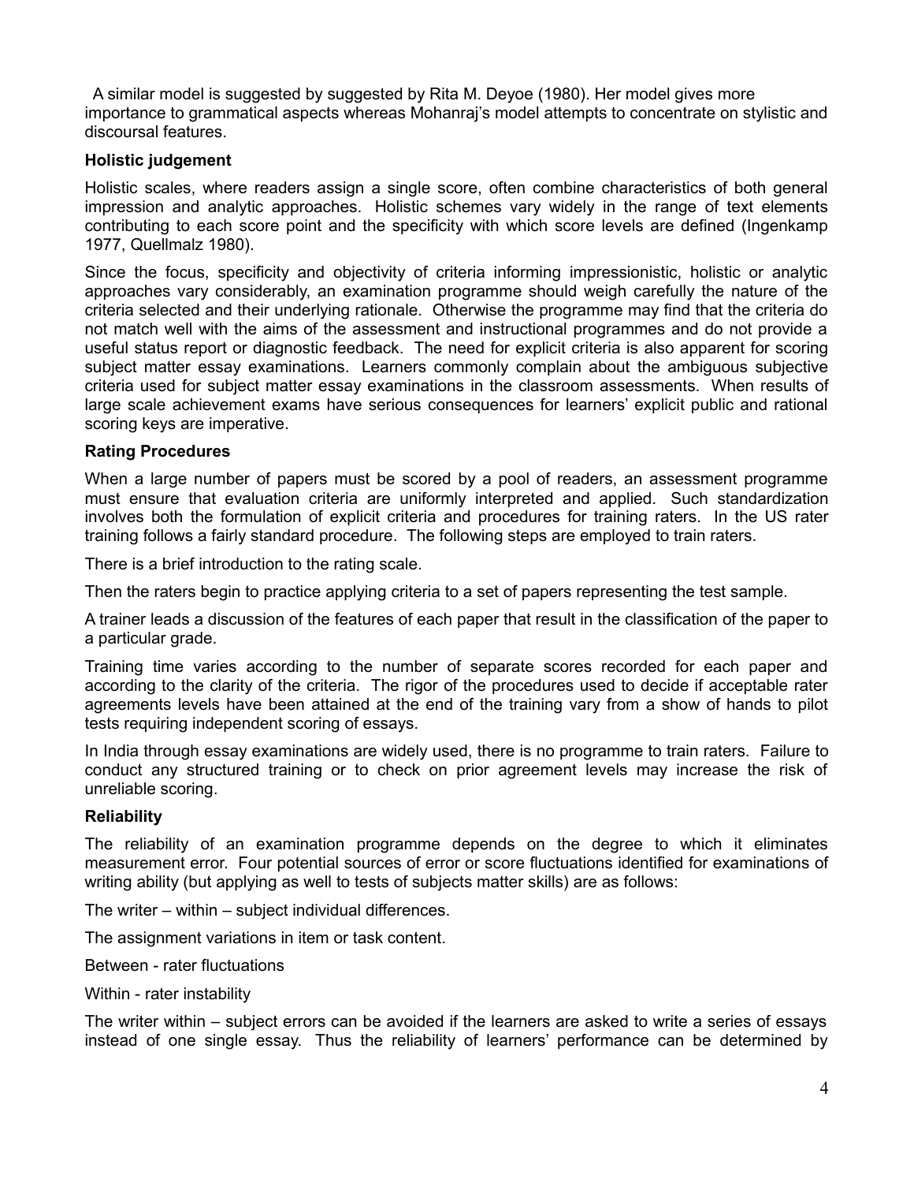A similar model is suggested by suggested by Rita M. Deyoe (1980). Her model gives more importance to grammatical aspects whereas Mohanraj's model attempts to concentrate on stylistic and discoursal features.

**Holistic judgement**

Holistic scales, where readers assign a single score, often combine characteristics of both general impression and analytic approaches. Holistic schemes vary widely in the range of text elements contributing to each score point and the specificity with which score levels are defined (Ingenkamp 1977, Quellmalz 1980).

Since the focus, specificity and objectivity of criteria informing impressionistic, holistic or analytic approaches vary considerably, an examination programme should weigh carefully the nature of the criteria selected and their underlying rationale. Otherwise the programme may find that the criteria do not match well with the aims of the assessment and instructional programmes and do not provide a useful status report or diagnostic feedback. The need for explicit criteria is also apparent for scoring subject matter essay examinations. Learners commonly complain about the ambiguous subjective criteria used for subject matter essay examinations in the classroom assessments. When results of large scale achievement exams have serious consequences for learners' explicit public and rational scoring keys are imperative.

**Rating Procedures**

When a large number of papers must be scored by a pool of readers, an assessment programme must ensure that evaluation criteria are uniformly interpreted and applied. Such standardization involves both the formulation of explicit criteria and procedures for training raters. In the US rater training follows a fairly standard procedure. The following steps are employed to train raters.

There is a brief introduction to the rating scale.

Then the raters begin to practice applying criteria to a set of papers representing the test sample.

A trainer leads a discussion of the features of each paper that result in the classification of the paper to a particular grade.

Training time varies according to the number of separate scores recorded for each paper and according to the clarity of the criteria. The rigor of the procedures used to decide if acceptable rater agreements levels have been attained at the end of the training vary from a show of hands to pilot tests requiring independent scoring of essays.

In India through essay examinations are widely used, there is no programme to train raters. Failure to conduct any structured training or to check on prior agreement levels may increase the risk of unreliable scoring.

**Reliability**

The reliability of an examination programme depends on the degree to which it eliminates measurement error. Four potential sources of error or score fluctuations identified for examinations of writing ability (but applying as well to tests of subjects matter skills) are as follows:

The writer – within – subject individual differences.

The assignment variations in item or task content.

Between - rater fluctuations

Within - rater instability

The writer within – subject errors can be avoided if the learners are asked to write a series of essays instead of one single essay. Thus the reliability of learners' performance can be determined by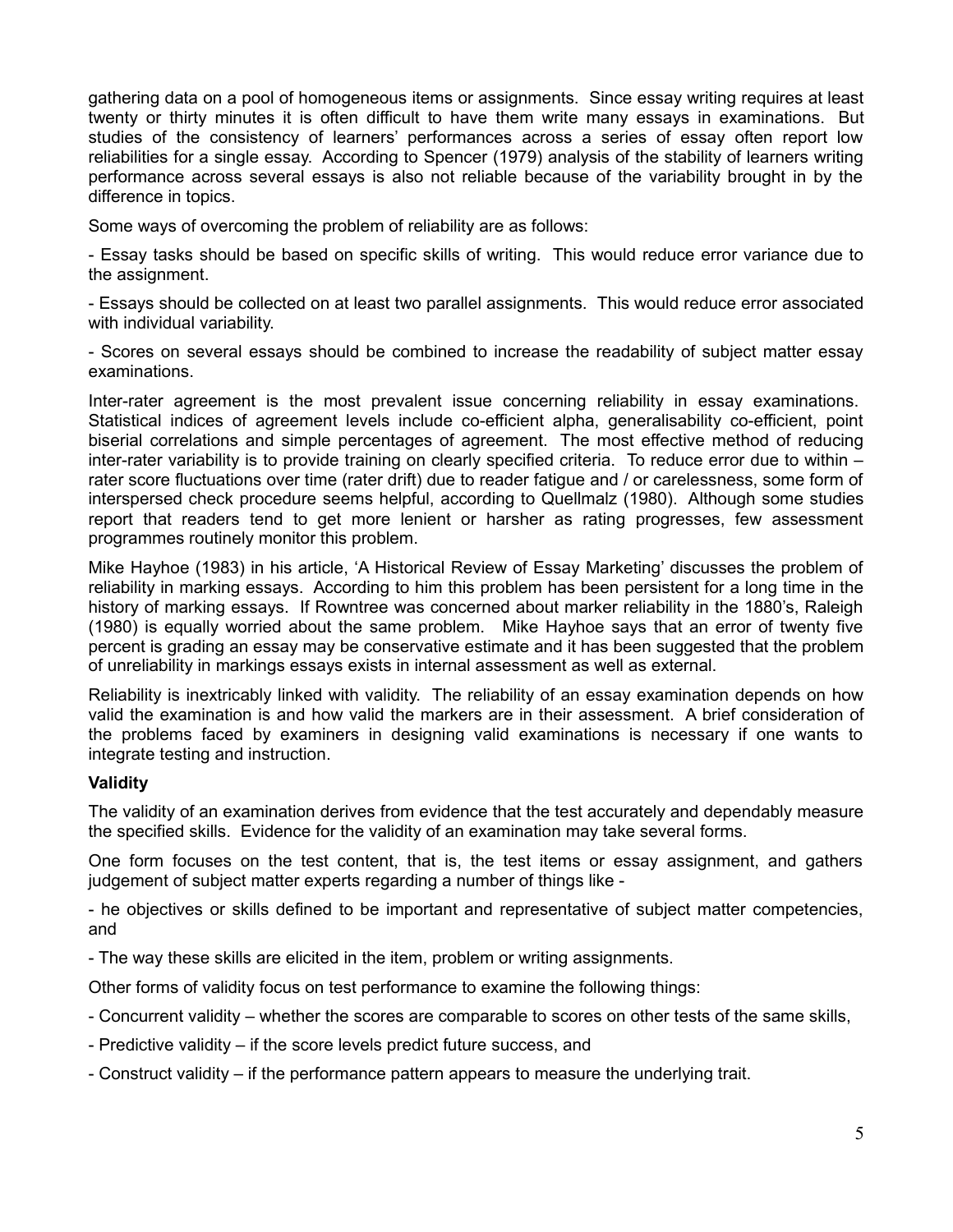gathering data on a pool of homogeneous items or assignments. Since essay writing requires at least twenty or thirty minutes it is often difficult to have them write many essays in examinations. But studies of the consistency of learners' performances across a series of essay often report low reliabilities for a single essay. According to Spencer (1979) analysis of the stability of learners writing performance across several essays is also not reliable because of the variability brought in by the difference in topics.

Some ways of overcoming the problem of reliability are as follows:

- Essay tasks should be based on specific skills of writing. This would reduce error variance due to the assignment.

- Essays should be collected on at least two parallel assignments. This would reduce error associated with individual variability.

- Scores on several essays should be combined to increase the readability of subject matter essay examinations.

Inter-rater agreement is the most prevalent issue concerning reliability in essay examinations. Statistical indices of agreement levels include co-efficient alpha, generalisability co-efficient, point biserial correlations and simple percentages of agreement. The most effective method of reducing inter-rater variability is to provide training on clearly specified criteria. To reduce error due to within – rater score fluctuations over time (rater drift) due to reader fatigue and / or carelessness, some form of interspersed check procedure seems helpful, according to Quellmalz (1980). Although some studies report that readers tend to get more lenient or harsher as rating progresses, few assessment programmes routinely monitor this problem.

Mike Hayhoe (1983) in his article, 'A Historical Review of Essay Marketing' discusses the problem of reliability in marking essays. According to him this problem has been persistent for a long time in the history of marking essays. If Rowntree was concerned about marker reliability in the 1880's, Raleigh (1980) is equally worried about the same problem. Mike Hayhoe says that an error of twenty five percent is grading an essay may be conservative estimate and it has been suggested that the problem of unreliability in markings essays exists in internal assessment as well as external.

Reliability is inextricably linked with validity. The reliability of an essay examination depends on how valid the examination is and how valid the markers are in their assessment. A brief consideration of the problems faced by examiners in designing valid examinations is necessary if one wants to integrate testing and instruction.

**Validity**

The validity of an examination derives from evidence that the test accurately and dependably measure the specified skills. Evidence for the validity of an examination may take several forms.

One form focuses on the test content, that is, the test items or essay assignment, and gathers judgement of subject matter experts regarding a number of things like -

- he objectives or skills defined to be important and representative of subject matter competencies, and

- The way these skills are elicited in the item, problem or writing assignments.

Other forms of validity focus on test performance to examine the following things:

- Concurrent validity – whether the scores are comparable to scores on other tests of the same skills,

- Predictive validity – if the score levels predict future success, and

- Construct validity – if the performance pattern appears to measure the underlying trait.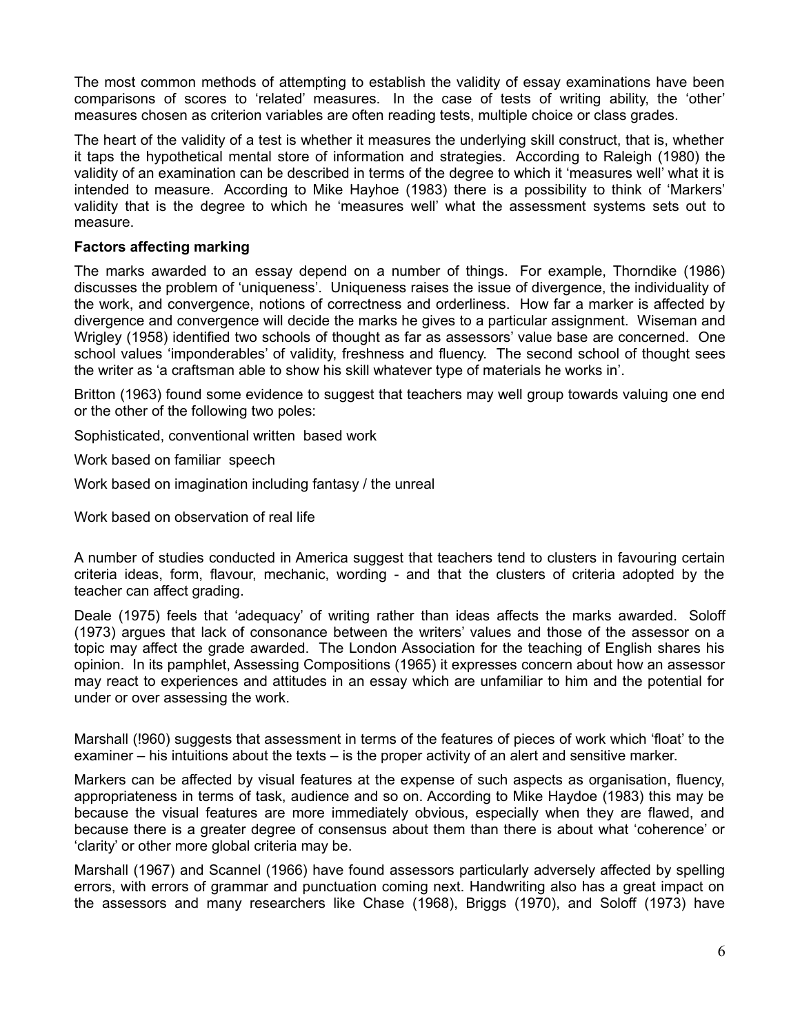The most common methods of attempting to establish the validity of essay examinations have been comparisons of scores to 'related' measures. In the case of tests of writing ability, the 'other' measures chosen as criterion variables are often reading tests, multiple choice or class grades.

The heart of the validity of a test is whether it measures the underlying skill construct, that is, whether it taps the hypothetical mental store of information and strategies. According to Raleigh (1980) the validity of an examination can be described in terms of the degree to which it 'measures well' what it is intended to measure. According to Mike Hayhoe (1983) there is a possibility to think of 'Markers' validity that is the degree to which he 'measures well' what the assessment systems sets out to measure.

**Factors affecting marking**

The marks awarded to an essay depend on a number of things. For example, Thorndike (1986) discusses the problem of 'uniqueness'. Uniqueness raises the issue of divergence, the individuality of the work, and convergence, notions of correctness and orderliness. How far a marker is affected by divergence and convergence will decide the marks he gives to a particular assignment. Wiseman and Wrigley (1958) identified two schools of thought as far as assessors' value base are concerned. One school values 'imponderables' of validity, freshness and fluency. The second school of thought sees the writer as 'a craftsman able to show his skill whatever type of materials he works in'.

Britton (1963) found some evidence to suggest that teachers may well group towards valuing one end or the other of the following two poles:

Sophisticated, conventional written based work

Work based on familiar speech

Work based on imagination including fantasy / the unreal

Work based on observation of real life

A number of studies conducted in America suggest that teachers tend to clusters in favouring certain criteria ideas, form, flavour, mechanic, wording - and that the clusters of criteria adopted by the teacher can affect grading.

Deale (1975) feels that 'adequacy' of writing rather than ideas affects the marks awarded. Soloff (1973) argues that lack of consonance between the writers' values and those of the assessor on a topic may affect the grade awarded. The London Association for the teaching of English shares his opinion. In its pamphlet, Assessing Compositions (1965) it expresses concern about how an assessor may react to experiences and attitudes in an essay which are unfamiliar to him and the potential for under or over assessing the work.

Marshall (!960) suggests that assessment in terms of the features of pieces of work which 'float' to the examiner – his intuitions about the texts – is the proper activity of an alert and sensitive marker.

Markers can be affected by visual features at the expense of such aspects as organisation, fluency, appropriateness in terms of task, audience and so on. According to Mike Haydoe (1983) this may be because the visual features are more immediately obvious, especially when they are flawed, and because there is a greater degree of consensus about them than there is about what 'coherence' or 'clarity' or other more global criteria may be.

Marshall (1967) and Scannel (1966) have found assessors particularly adversely affected by spelling errors, with errors of grammar and punctuation coming next. Handwriting also has a great impact on the assessors and many researchers like Chase (1968), Briggs (1970), and Soloff (1973) have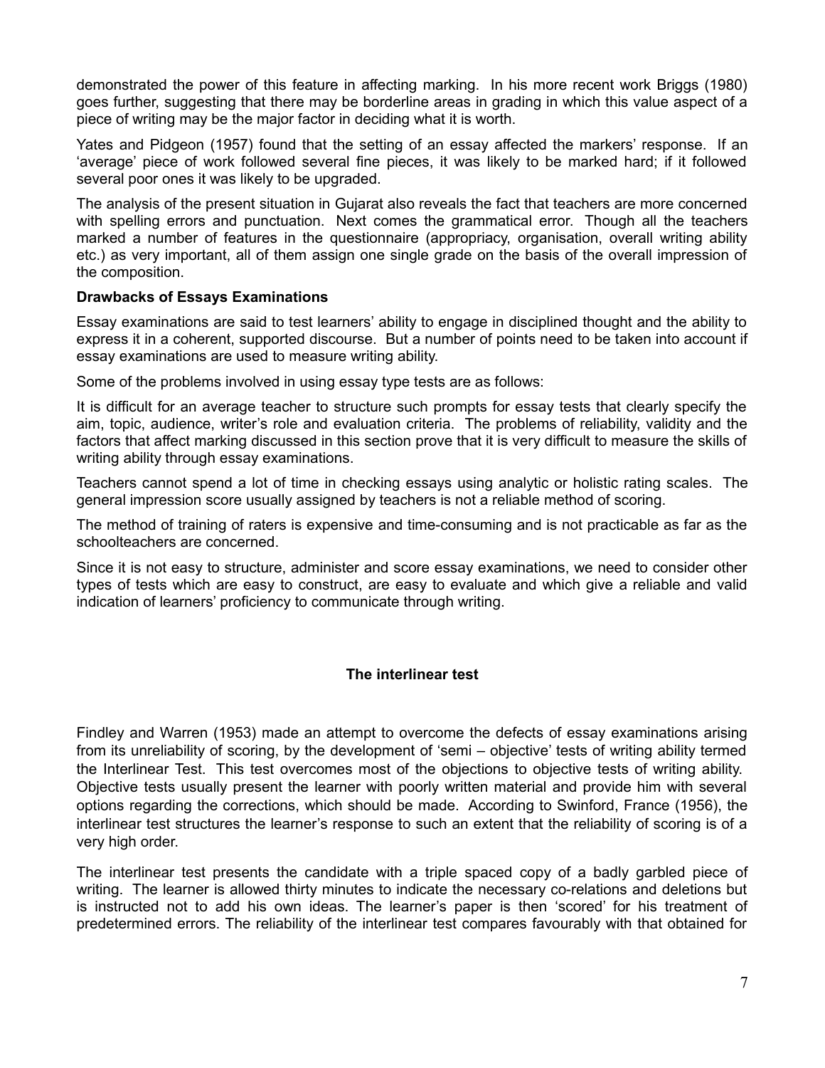demonstrated the power of this feature in affecting marking. In his more recent work Briggs (1980) goes further, suggesting that there may be borderline areas in grading in which this value aspect of a piece of writing may be the major factor in deciding what it is worth.

Yates and Pidgeon (1957) found that the setting of an essay affected the markers' response. If an 'average' piece of work followed several fine pieces, it was likely to be marked hard; if it followed several poor ones it was likely to be upgraded.

The analysis of the present situation in Gujarat also reveals the fact that teachers are more concerned with spelling errors and punctuation. Next comes the grammatical error. Though all the teachers marked a number of features in the questionnaire (appropriacy, organisation, overall writing ability etc.) as very important, all of them assign one single grade on the basis of the overall impression of the composition.

**Drawbacks of Essays Examinations**

Essay examinations are said to test learners' ability to engage in disciplined thought and the ability to express it in a coherent, supported discourse. But a number of points need to be taken into account if essay examinations are used to measure writing ability.

Some of the problems involved in using essay type tests are as follows:

It is difficult for an average teacher to structure such prompts for essay tests that clearly specify the aim, topic, audience, writer's role and evaluation criteria. The problems of reliability, validity and the factors that affect marking discussed in this section prove that it is very difficult to measure the skills of writing ability through essay examinations.

Teachers cannot spend a lot of time in checking essays using analytic or holistic rating scales. The general impression score usually assigned by teachers is not a reliable method of scoring.

The method of training of raters is expensive and time-consuming and is not practicable as far as the schoolteachers are concerned.

Since it is not easy to structure, administer and score essay examinations, we need to consider other types of tests which are easy to construct, are easy to evaluate and which give a reliable and valid indication of learners' proficiency to communicate through writing.

## The interlinear test

Findley and Warren (1953) made an attempt to overcome the defects of essay examinations arising from its unreliability of scoring, by the development of 'semi – objective' tests of writing ability termed the Interlinear Test. This test overcomes most of the objections to objective tests of writing ability. Objective tests usually present the learner with poorly written material and provide him with several options regarding the corrections, which should be made. According to Swinford, France (1956), the interlinear test structures the learner's response to such an extent that the reliability of scoring is of a very high order.

The interlinear test presents the candidate with a triple spaced copy of a badly garbled piece of writing. The learner is allowed thirty minutes to indicate the necessary co-relations and deletions but is instructed not to add his own ideas. The learner's paper is then 'scored' for his treatment of predetermined errors. The reliability of the interlinear test compares favourably with that obtained for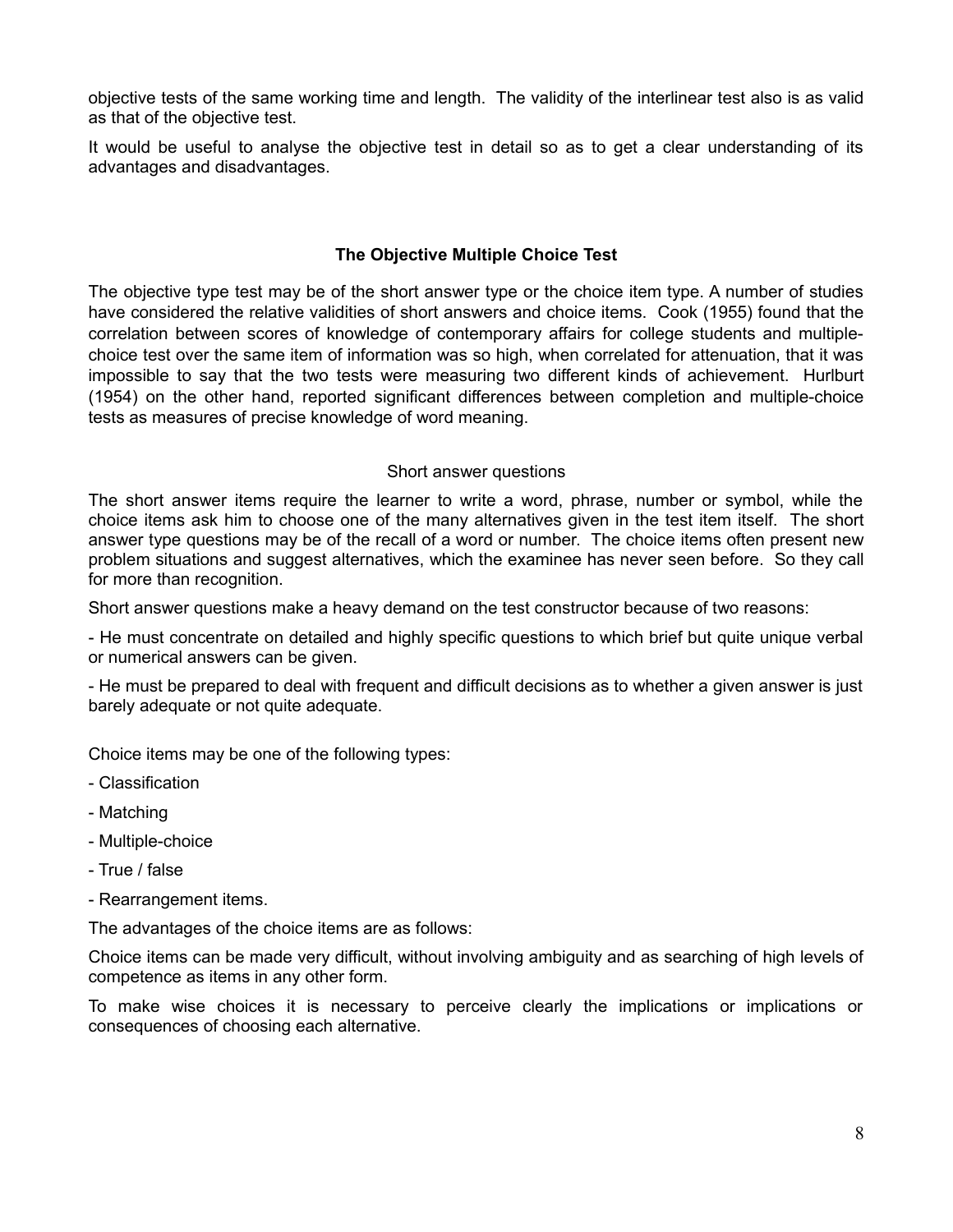objective tests of the same working time and length. The validity of the interlinear test also is as valid as that of the objective test.

It would be useful to analyse the objective test in detail so as to get a clear understanding of its advantages and disadvantages.

## The Objective Multiple Choice Test

The objective type test may be of the short answer type or the choice item type. A number of studies have considered the relative validities of short answers and choice items. Cook (1955) found that the correlation between scores of knowledge of contemporary affairs for college students and multiple-choice test over the same item of information was so high, when correlated for attenuation, that it was impossible to say that the two tests were measuring two different kinds of achievement. Hurlburt (1954) on the other hand, reported significant differences between completion and multiple-choice tests as measures of precise knowledge of word meaning.

### Short answer questions

The short answer items require the learner to write a word, phrase, number or symbol, while the choice items ask him to choose one of the many alternatives given in the test item itself. The short answer type questions may be of the recall of a word or number. The choice items often present new problem situations and suggest alternatives, which the examinee has never seen before. So they call for more than recognition.

Short answer questions make a heavy demand on the test constructor because of two reasons:

- He must concentrate on detailed and highly specific questions to which brief but quite unique verbal or numerical answers can be given.
- He must be prepared to deal with frequent and difficult decisions as to whether a given answer is just barely adequate or not quite adequate.

Choice items may be one of the following types:

- Classification
- Matching
- Multiple-choice
- True / false
- Rearrangement items.

The advantages of the choice items are as follows:

Choice items can be made very difficult, without involving ambiguity and as searching of high levels of competence as items in any other form.

To make wise choices it is necessary to perceive clearly the implications or implications or consequences of choosing each alternative.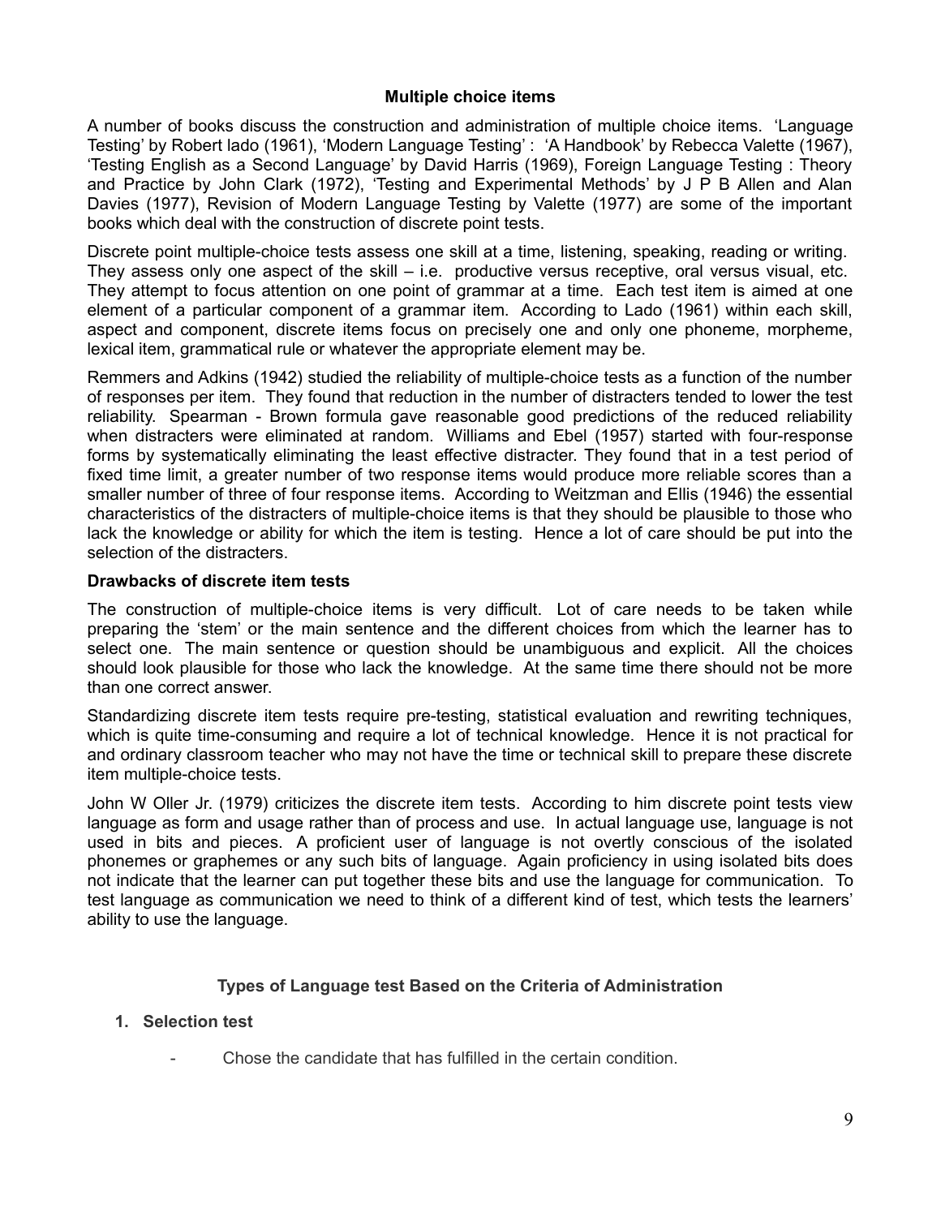## Multiple choice items

A number of books discuss the construction and administration of multiple choice items. 'Language Testing' by Robert lado (1961), 'Modern Language Testing' : 'A Handbook' by Rebecca Valette (1967), 'Testing English as a Second Language' by David Harris (1969), Foreign Language Testing : Theory and Practice by John Clark (1972), 'Testing and Experimental Methods' by J P B Allen and Alan Davies (1977), Revision of Modern Language Testing by Valette (1977) are some of the important books which deal with the construction of discrete point tests.

Discrete point multiple-choice tests assess one skill at a time, listening, speaking, reading or writing. They assess only one aspect of the skill – i.e. productive versus receptive, oral versus visual, etc. They attempt to focus attention on one point of grammar at a time. Each test item is aimed at one element of a particular component of a grammar item. According to Lado (1961) within each skill, aspect and component, discrete items focus on precisely one and only one phoneme, morpheme, lexical item, grammatical rule or whatever the appropriate element may be.

Remmers and Adkins (1942) studied the reliability of multiple-choice tests as a function of the number of responses per item. They found that reduction in the number of distracters tended to lower the test reliability. Spearman - Brown formula gave reasonable good predictions of the reduced reliability when distracters were eliminated at random. Williams and Ebel (1957) started with four-response forms by systematically eliminating the least effective distracter. They found that in a test period of fixed time limit, a greater number of two response items would produce more reliable scores than a smaller number of three of four response items. According to Weitzman and Ellis (1946) the essential characteristics of the distracters of multiple-choice items is that they should be plausible to those who lack the knowledge or ability for which the item is testing. Hence a lot of care should be put into the selection of the distracters.

### Drawbacks of discrete item tests

The construction of multiple-choice items is very difficult. Lot of care needs to be taken while preparing the 'stem' or the main sentence and the different choices from which the learner has to select one. The main sentence or question should be unambiguous and explicit. All the choices should look plausible for those who lack the knowledge. At the same time there should not be more than one correct answer.

Standardizing discrete item tests require pre-testing, statistical evaluation and rewriting techniques, which is quite time-consuming and require a lot of technical knowledge. Hence it is not practical for and ordinary classroom teacher who may not have the time or technical skill to prepare these discrete item multiple-choice tests.

John W Oller Jr. (1979) criticizes the discrete item tests. According to him discrete point tests view language as form and usage rather than of process and use. In actual language use, language is not used in bits and pieces. A proficient user of language is not overtly conscious of the isolated phonemes or graphemes or any such bits of language. Again proficiency in using isolated bits does not indicate that the learner can put together these bits and use the language for communication. To test language as communication we need to think of a different kind of test, which tests the learners' ability to use the language.

## Types of Language test Based on the Criteria of Administration

1. **Selection test**
   - Chose the candidate that has fulfilled in the certain condition.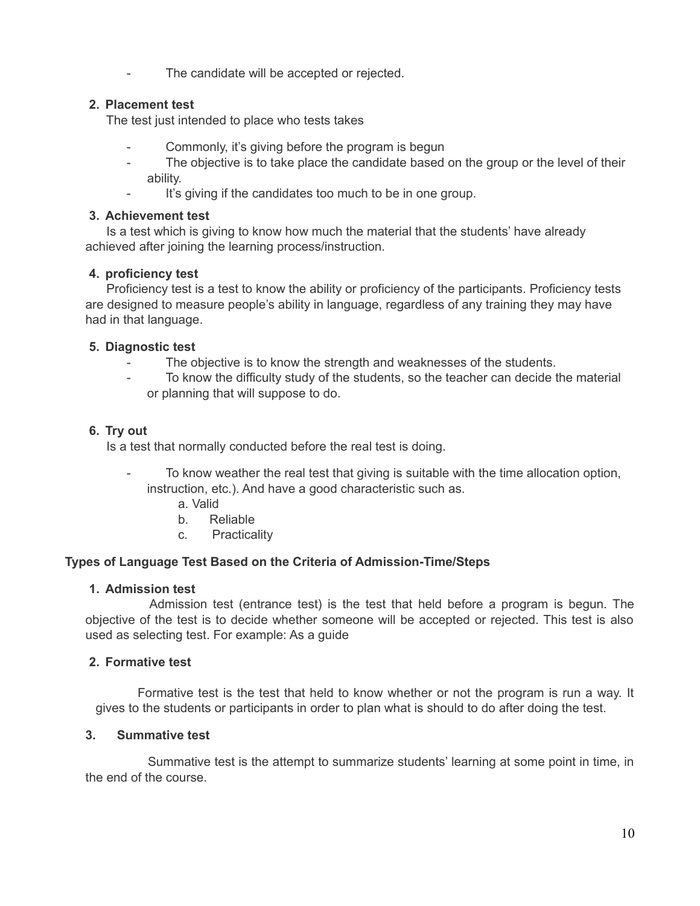- The candidate will be accepted or rejected.

**2. Placement test**

The test just intended to place who tests takes

- Commonly, it's giving before the program is begun
- The objective is to take place the candidate based on the group or the level of their ability.
- It's giving if the candidates too much to be in one group.

**3. Achievement test**

Is a test which is giving to know how much the material that the students' have already achieved after joining the learning process/instruction.

**4. proficiency test**

Proficiency test is a test to know the ability or proficiency of the participants. Proficiency tests are designed to measure people's ability in language, regardless of any training they may have had in that language.

**5. Diagnostic test**

- The objective is to know the strength and weaknesses of the students.
- To know the difficulty study of the students, so the teacher can decide the material or planning that will suppose to do.

**6. Try out**

Is a test that normally conducted before the real test is doing.

- To know weather the real test that giving is suitable with the time allocation option, instruction, etc.). And have a good characteristic such as.
  - a. Valid
  - b. Reliable
  - c. Practicality

**Types of Language Test Based on the Criteria of Admission-Time/Steps**

**1. Admission test**

Admission test (entrance test) is the test that held before a program is begun. The objective of the test is to decide whether someone will be accepted or rejected. This test is also used as selecting test. For example: As a guide

**2. Formative test**

Formative test is the test that held to know whether or not the program is run a way. It gives to the students or participants in order to plan what is should to do after doing the test.

**3. Summative test**

Summative test is the attempt to summarize students' learning at some point in time, in the end of the course.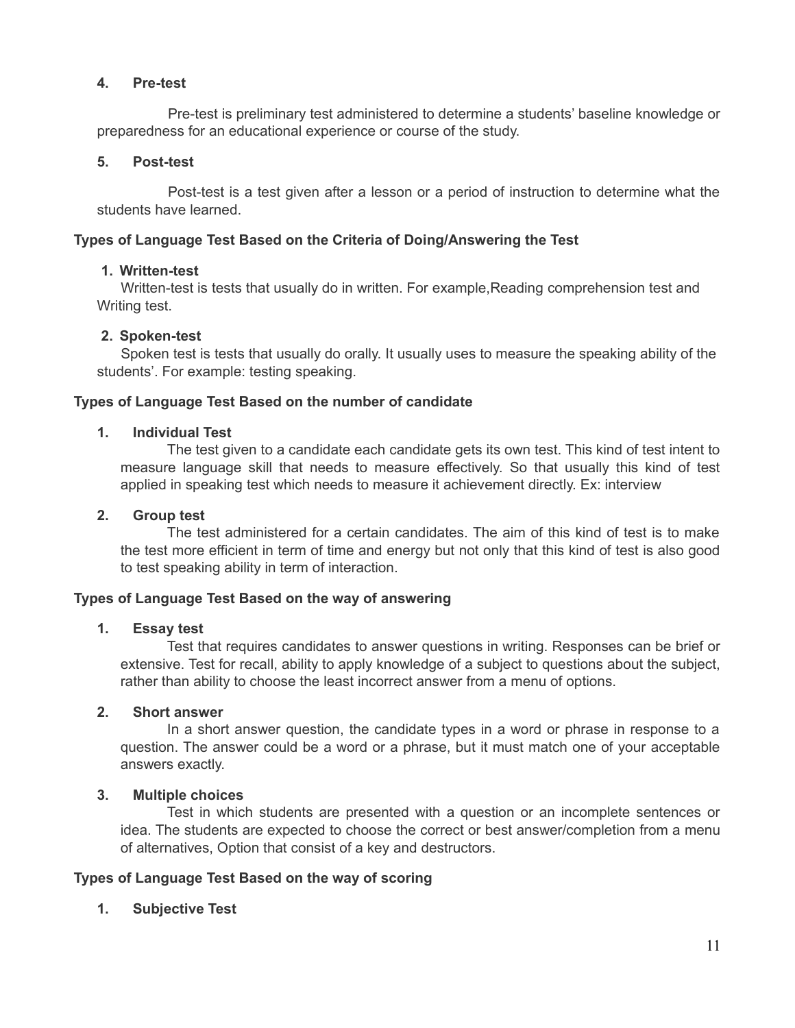**4. Pre-test**

Pre-test is preliminary test administered to determine a students' baseline knowledge or preparedness for an educational experience or course of the study.

**5. Post-test**

Post-test is a test given after a lesson or a period of instruction to determine what the students have learned.

**Types of Language Test Based on the Criteria of Doing/Answering the Test**

**1. Written-test**

Written-test is tests that usually do in written. For example,Reading comprehension test and Writing test.

**2. Spoken-test**

Spoken test is tests that usually do orally. It usually uses to measure the speaking ability of the students'. For example: testing speaking.

**Types of Language Test Based on the number of candidate**

**1. Individual Test**

The test given to a candidate each candidate gets its own test. This kind of test intent to measure language skill that needs to measure effectively. So that usually this kind of test applied in speaking test which needs to measure it achievement directly. Ex: interview

**2. Group test**

The test administered for a certain candidates. The aim of this kind of test is to make the test more efficient in term of time and energy but not only that this kind of test is also good to test speaking ability in term of interaction.

**Types of Language Test Based on the way of answering**

**1. Essay test**

Test that requires candidates to answer questions in writing. Responses can be brief or extensive. Test for recall, ability to apply knowledge of a subject to questions about the subject, rather than ability to choose the least incorrect answer from a menu of options.

**2. Short answer**

In a short answer question, the candidate types in a word or phrase in response to a question. The answer could be a word or a phrase, but it must match one of your acceptable answers exactly.

**3. Multiple choices**

Test in which students are presented with a question or an incomplete sentences or idea. The students are expected to choose the correct or best answer/completion from a menu of alternatives, Option that consist of a key and destructors.

**Types of Language Test Based on the way of scoring**

**1. Subjective Test**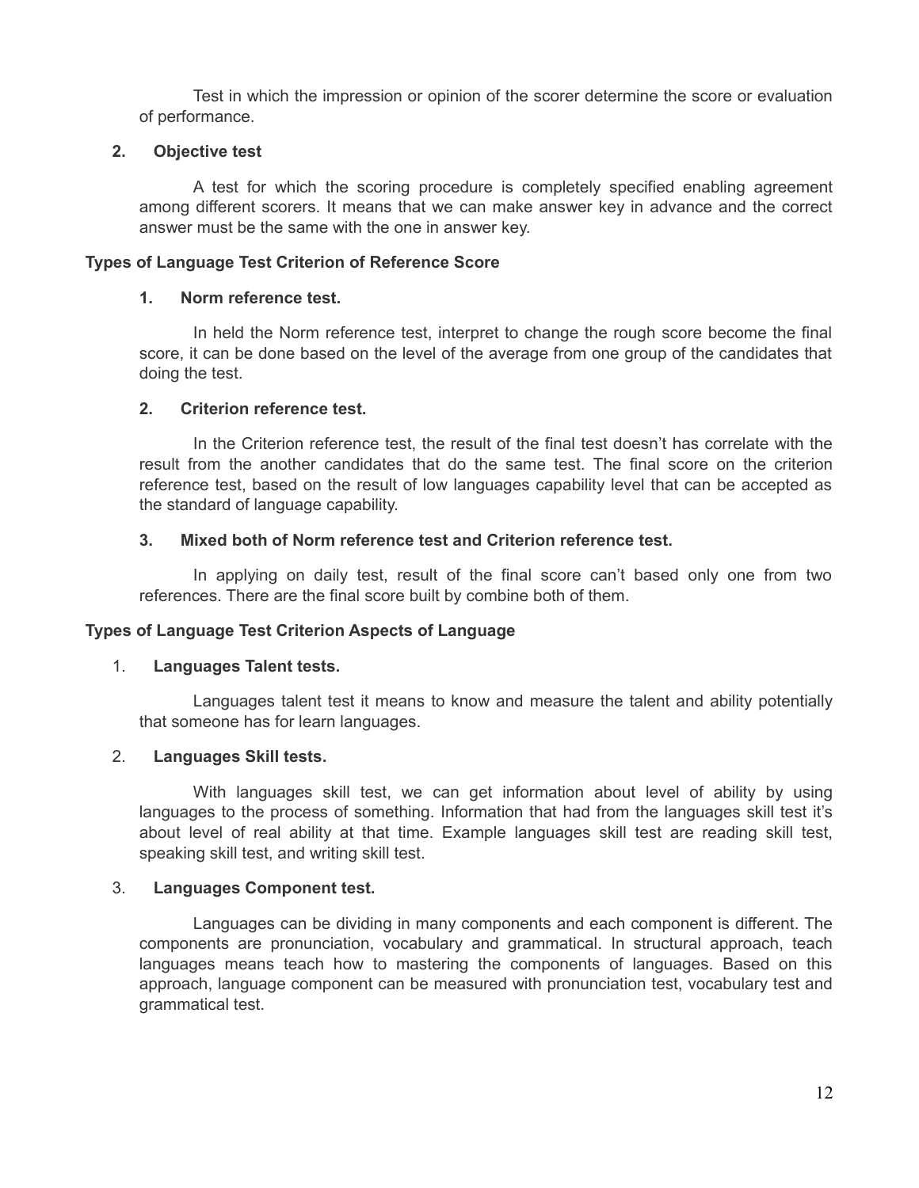Test in which the impression or opinion of the scorer determine the score or evaluation of performance.

**2. Objective test**

A test for which the scoring procedure is completely specified enabling agreement among different scorers. It means that we can make answer key in advance and the correct answer must be the same with the one in answer key.

**Types of Language Test Criterion of Reference Score**

**1. Norm reference test.**

In held the Norm reference test, interpret to change the rough score become the final score, it can be done based on the level of the average from one group of the candidates that doing the test.

**2. Criterion reference test.**

In the Criterion reference test, the result of the final test doesn't has correlate with the result from the another candidates that do the same test. The final score on the criterion reference test, based on the result of low languages capability level that can be accepted as the standard of language capability.

**3. Mixed both of Norm reference test and Criterion reference test.**

In applying on daily test, result of the final score can't based only one from two references. There are the final score built by combine both of them.

**Types of Language Test Criterion Aspects of Language**

1. **Languages Talent tests.**

Languages talent test it means to know and measure the talent and ability potentially that someone has for learn languages.

2. **Languages Skill tests.**

With languages skill test, we can get information about level of ability by using languages to the process of something. Information that had from the languages skill test it's about level of real ability at that time. Example languages skill test are reading skill test, speaking skill test, and writing skill test.

3. **Languages Component test.**

Languages can be dividing in many components and each component is different. The components are pronunciation, vocabulary and grammatical. In structural approach, teach languages means teach how to mastering the components of languages. Based on this approach, language component can be measured with pronunciation test, vocabulary test and grammatical test.